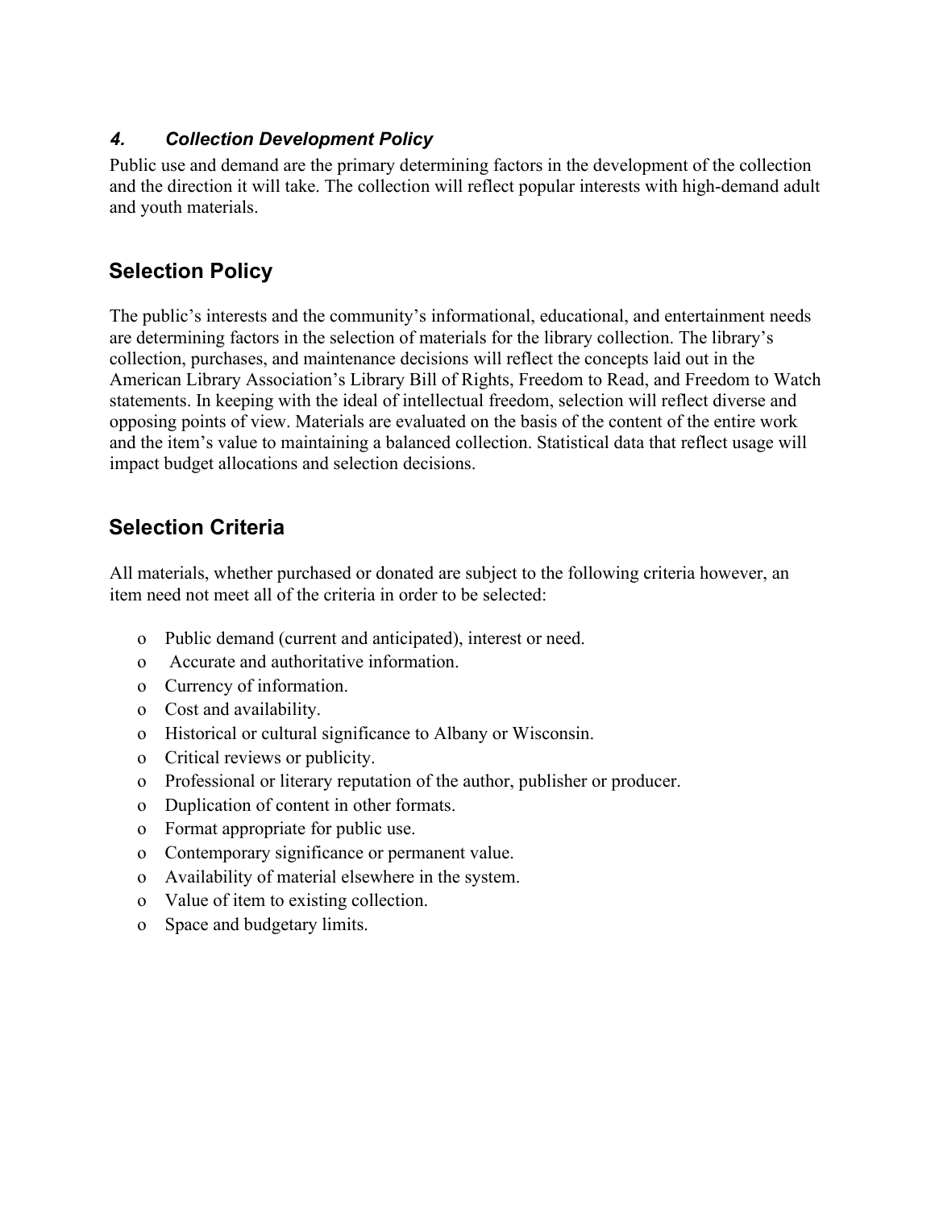### *4. Collection Development Policy*

Public use and demand are the primary determining factors in the development of the collection and the direction it will take. The collection will reflect popular interests with high-demand adult and youth materials.

## Selection Policy

The public's interests and the community's informational, educational, and entertainment needs are determining factors in the selection of materials for the library collection. The library's collection, purchases, and maintenance decisions will reflect the concepts laid out in the American Library Association's Library Bill of Rights, Freedom to Read, and Freedom to Watch statements. In keeping with the ideal of intellectual freedom, selection will reflect diverse and opposing points of view. Materials are evaluated on the basis of the content of the entire work and the item's value to maintaining a balanced collection. Statistical data that reflect usage will impact budget allocations and selection decisions.

## Selection Criteria

All materials, whether purchased or donated are subject to the following criteria however, an item need not meet all of the criteria in order to be selected:

- Public demand (current and anticipated), interest or need.
- Accurate and authoritative information.
- Currency of information.
- Cost and availability.
- Historical or cultural significance to Albany or Wisconsin.
- Critical reviews or publicity.
- Professional or literary reputation of the author, publisher or producer.
- Duplication of content in other formats.
- Format appropriate for public use.
- Contemporary significance or permanent value.
- Availability of material elsewhere in the system.
- Value of item to existing collection.
- Space and budgetary limits.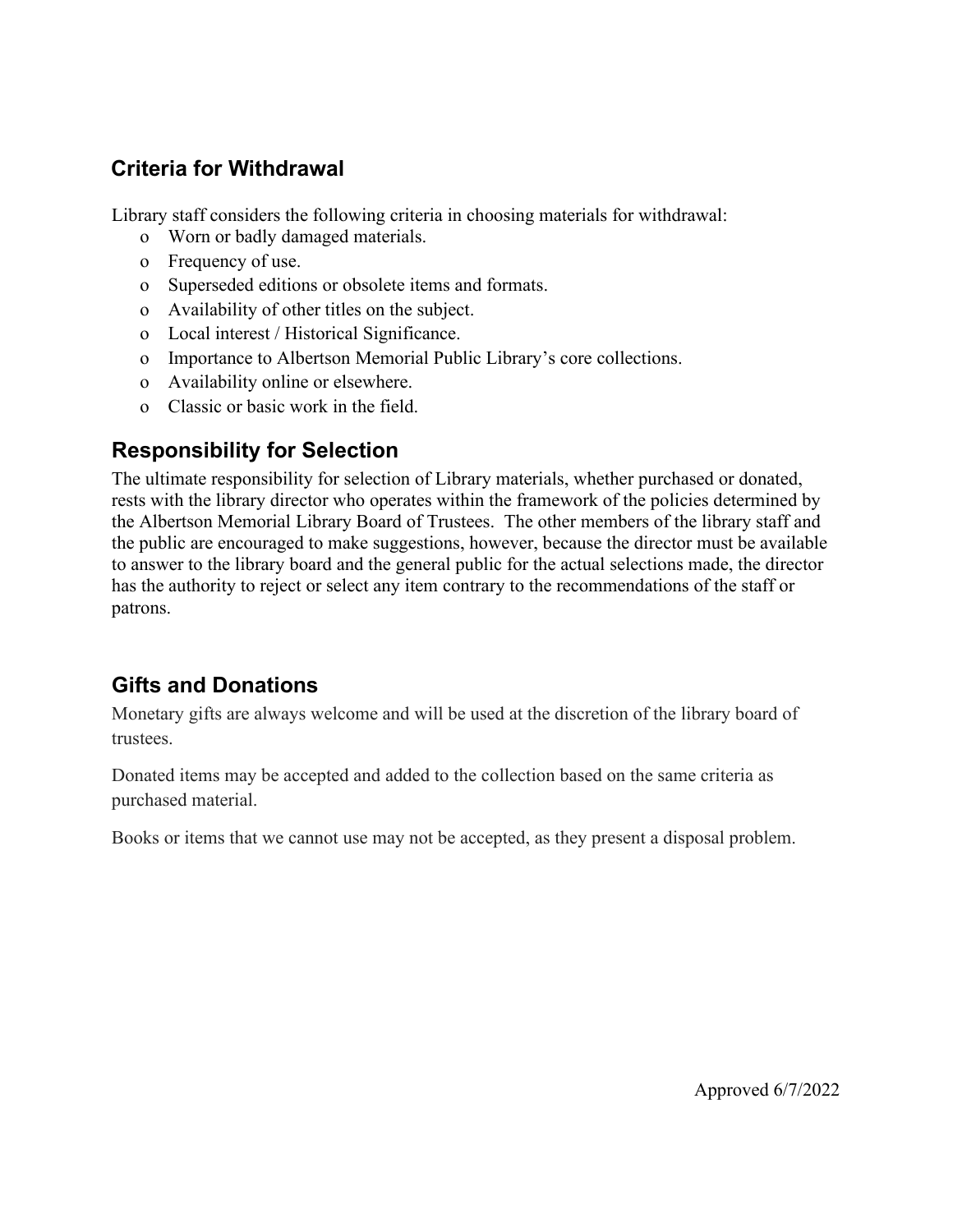## Criteria for Withdrawal

Library staff considers the following criteria in choosing materials for withdrawal:

- Worn or badly damaged materials.
- Frequency of use.
- Superseded editions or obsolete items and formats.
- Availability of other titles on the subject.
- Local interest / Historical Significance.
- Importance to Albertson Memorial Public Library's core collections.
- Availability online or elsewhere.
- Classic or basic work in the field.

## Responsibility for Selection

The ultimate responsibility for selection of Library materials, whether purchased or donated, rests with the library director who operates within the framework of the policies determined by the Albertson Memorial Library Board of Trustees. The other members of the library staff and the public are encouraged to make suggestions, however, because the director must be available to answer to the library board and the general public for the actual selections made, the director has the authority to reject or select any item contrary to the recommendations of the staff or patrons.

## Gifts and Donations

Monetary gifts are always welcome and will be used at the discretion of the library board of trustees.

Donated items may be accepted and added to the collection based on the same criteria as purchased material.

Books or items that we cannot use may not be accepted, as they present a disposal problem.

Approved 6/7/2022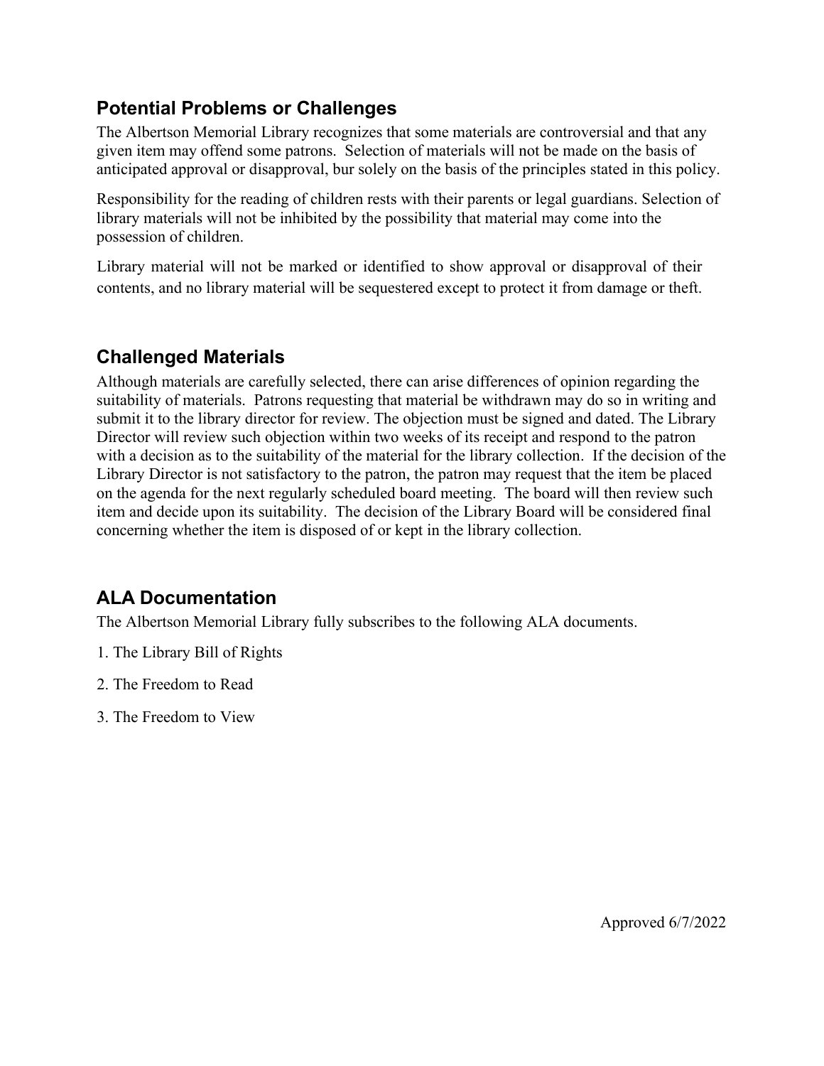## Potential Problems or Challenges

The Albertson Memorial Library recognizes that some materials are controversial and that any given item may offend some patrons. Selection of materials will not be made on the basis of anticipated approval or disapproval, bur solely on the basis of the principles stated in this policy.

Responsibility for the reading of children rests with their parents or legal guardians. Selection of library materials will not be inhibited by the possibility that material may come into the possession of children.

Library material will not be marked or identified to show approval or disapproval of their contents, and no library material will be sequestered except to protect it from damage or theft.

## Challenged Materials

Although materials are carefully selected, there can arise differences of opinion regarding the suitability of materials. Patrons requesting that material be withdrawn may do so in writing and submit it to the library director for review. The objection must be signed and dated. The Library Director will review such objection within two weeks of its receipt and respond to the patron with a decision as to the suitability of the material for the library collection. If the decision of the Library Director is not satisfactory to the patron, the patron may request that the item be placed on the agenda for the next regularly scheduled board meeting. The board will then review such item and decide upon its suitability. The decision of the Library Board will be considered final concerning whether the item is disposed of or kept in the library collection.

## ALA Documentation

The Albertson Memorial Library fully subscribes to the following ALA documents.

1. The Library Bill of Rights
2. The Freedom to Read
3. The Freedom to View

Approved 6/7/2022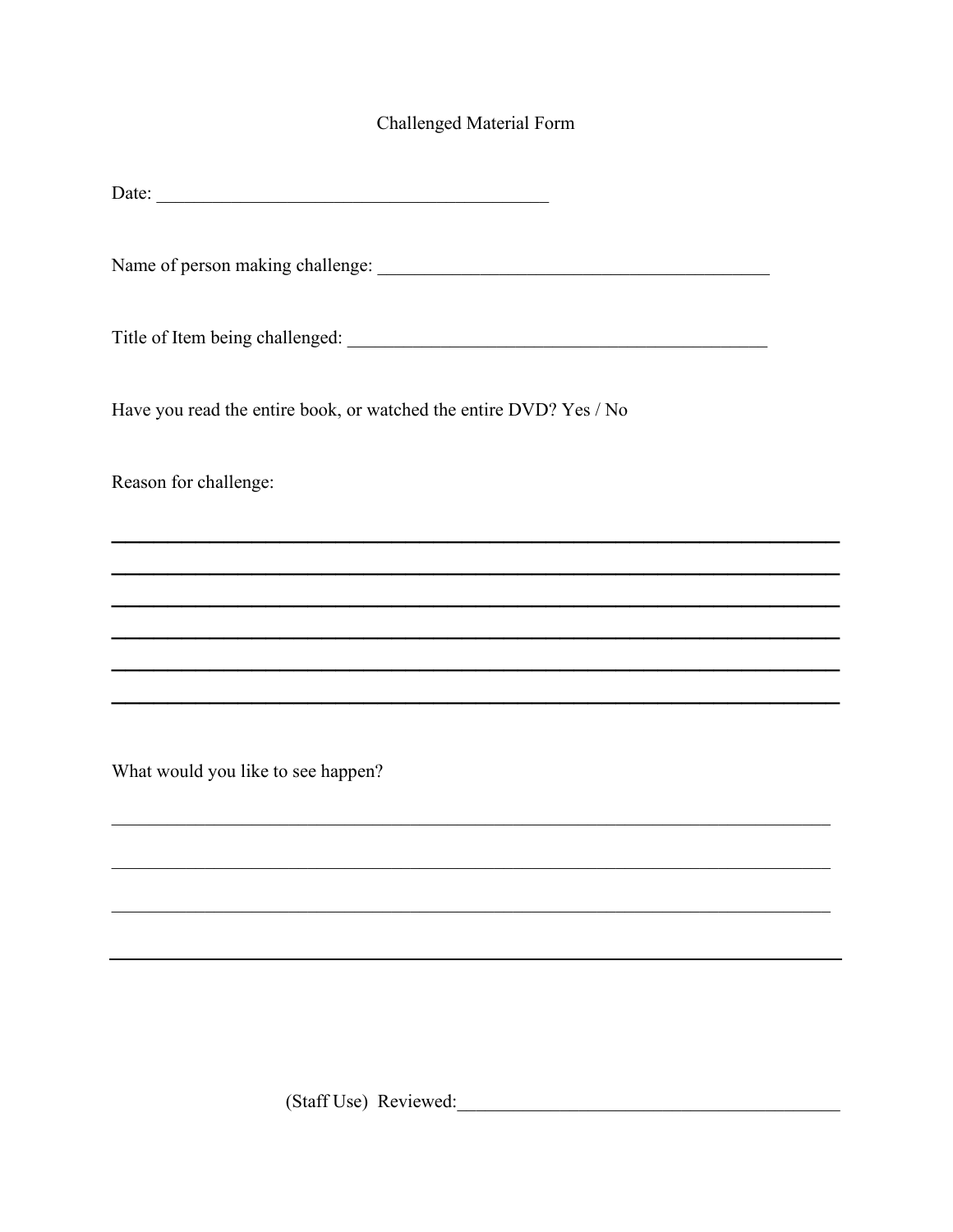# Challenged Material Form

Date: ___________________________________________

Name of person making challenge: ___________________________________________

Title of Item being challenged: ___________________________________________

Have you read the entire book, or watched the entire DVD? Yes / No

Reason for challenge:

________________________________________________________________________________

________________________________________________________________________________

________________________________________________________________________________

________________________________________________________________________________

________________________________________________________________________________

________________________________________________________________________________

What would you like to see happen?

________________________________________________________________________________

________________________________________________________________________________

________________________________________________________________________________

________________________________________________________________________________

(Staff Use) Reviewed: ___________________________________________